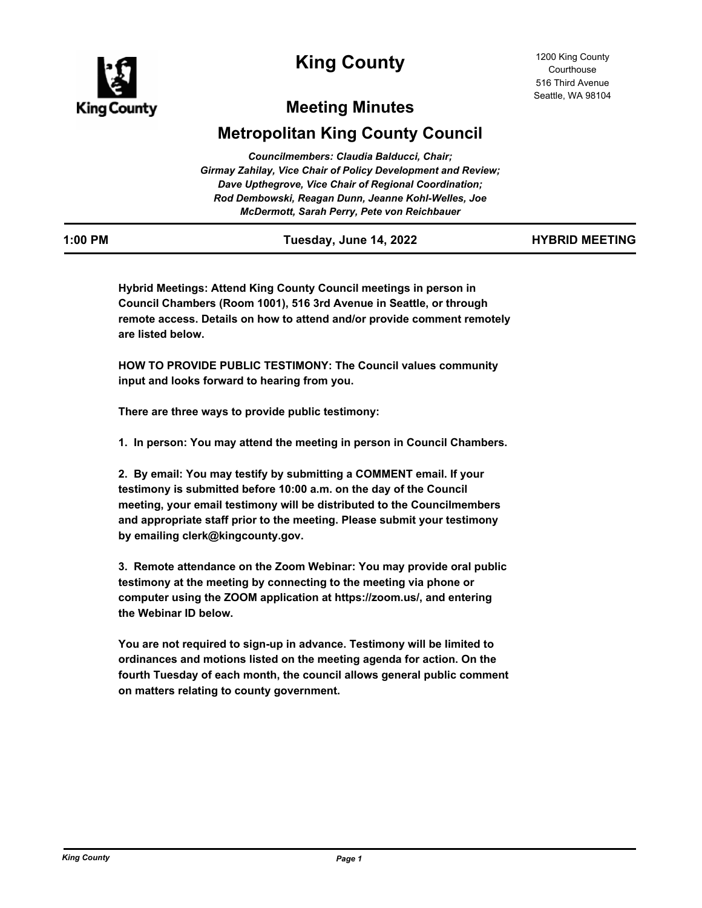# King County

1200 King County Courthouse
516 Third Avenue
Seattle, WA 98104

## Meeting Minutes

## Metropolitan King County Council

*Councilmembers: Claudia Balducci, Chair; Girmay Zahilay, Vice Chair of Policy Development and Review; Dave Upthegrove, Vice Chair of Regional Coordination; Rod Dembowski, Reagan Dunn, Jeanne Kohl-Welles, Joe McDermott, Sarah Perry, Pete von Reichbauer*

**1:00 PM** | **Tuesday, June 14, 2022** | **HYBRID MEETING**

**Hybrid Meetings: Attend King County Council meetings in person in Council Chambers (Room 1001), 516 3rd Avenue in Seattle, or through remote access. Details on how to attend and/or provide comment remotely are listed below.**

**HOW TO PROVIDE PUBLIC TESTIMONY: The Council values community input and looks forward to hearing from you.**

**There are three ways to provide public testimony:**

**1. In person: You may attend the meeting in person in Council Chambers.**

**2. By email: You may testify by submitting a COMMENT email. If your testimony is submitted before 10:00 a.m. on the day of the Council meeting, your email testimony will be distributed to the Councilmembers and appropriate staff prior to the meeting. Please submit your testimony by emailing clerk@kingcounty.gov.**

**3. Remote attendance on the Zoom Webinar: You may provide oral public testimony at the meeting by connecting to the meeting via phone or computer using the ZOOM application at https://zoom.us/, and entering the Webinar ID below.**

**You are not required to sign-up in advance. Testimony will be limited to ordinances and motions listed on the meeting agenda for action. On the fourth Tuesday of each month, the council allows general public comment on matters relating to county government.**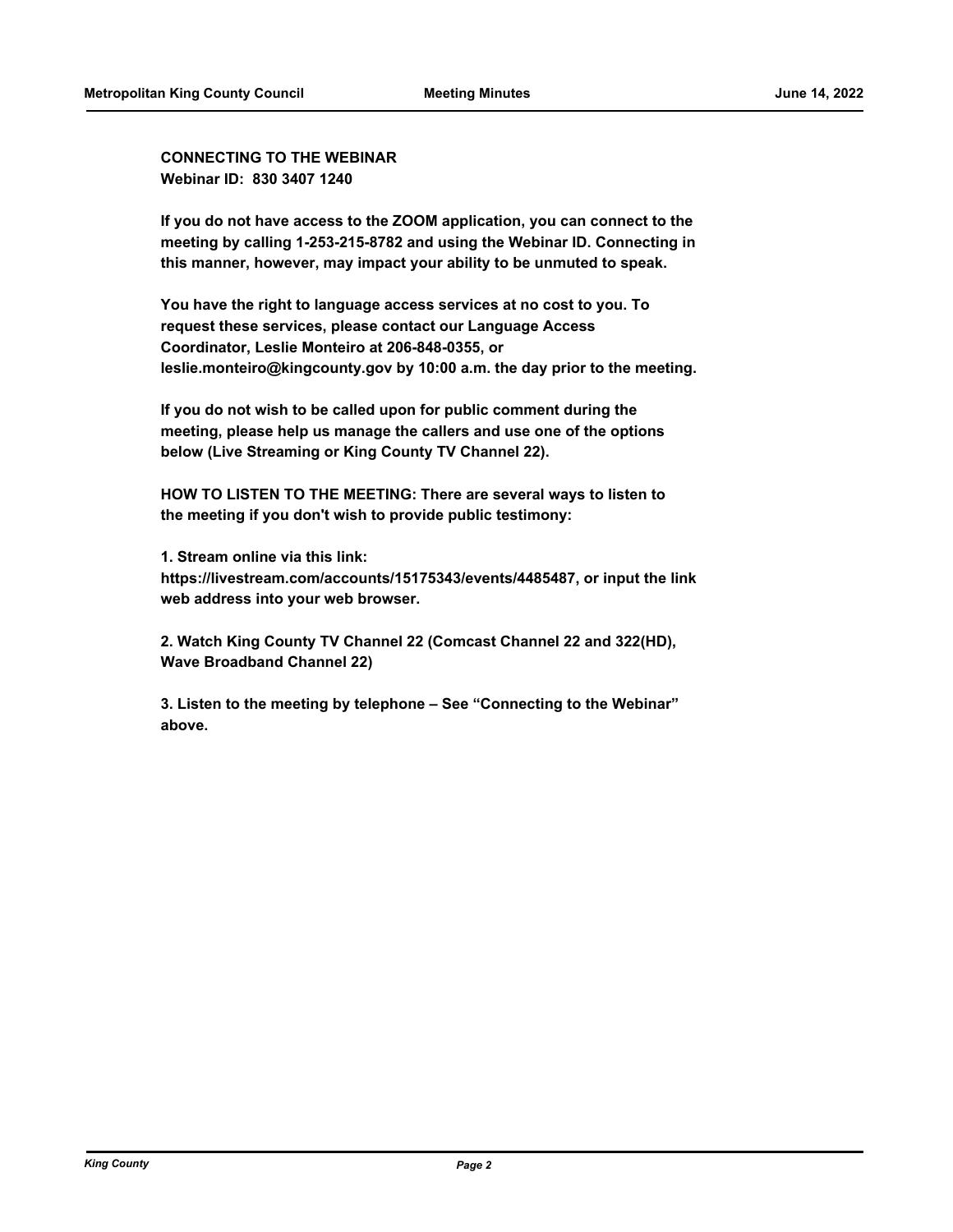**CONNECTING TO THE WEBINAR**
**Webinar ID: 830 3407 1240**

**If you do not have access to the ZOOM application, you can connect to the meeting by calling 1-253-215-8782 and using the Webinar ID. Connecting in this manner, however, may impact your ability to be unmuted to speak.**

**You have the right to language access services at no cost to you. To request these services, please contact our Language Access Coordinator, Leslie Monteiro at 206-848-0355, or leslie.monteiro@kingcounty.gov by 10:00 a.m. the day prior to the meeting.**

**If you do not wish to be called upon for public comment during the meeting, please help us manage the callers and use one of the options below (Live Streaming or King County TV Channel 22).**

**HOW TO LISTEN TO THE MEETING: There are several ways to listen to the meeting if you don't wish to provide public testimony:**

**1. Stream online via this link: https://livestream.com/accounts/15175343/events/4485487, or input the link web address into your web browser.**

**2. Watch King County TV Channel 22 (Comcast Channel 22 and 322(HD), Wave Broadband Channel 22)**

**3. Listen to the meeting by telephone – See "Connecting to the Webinar" above.**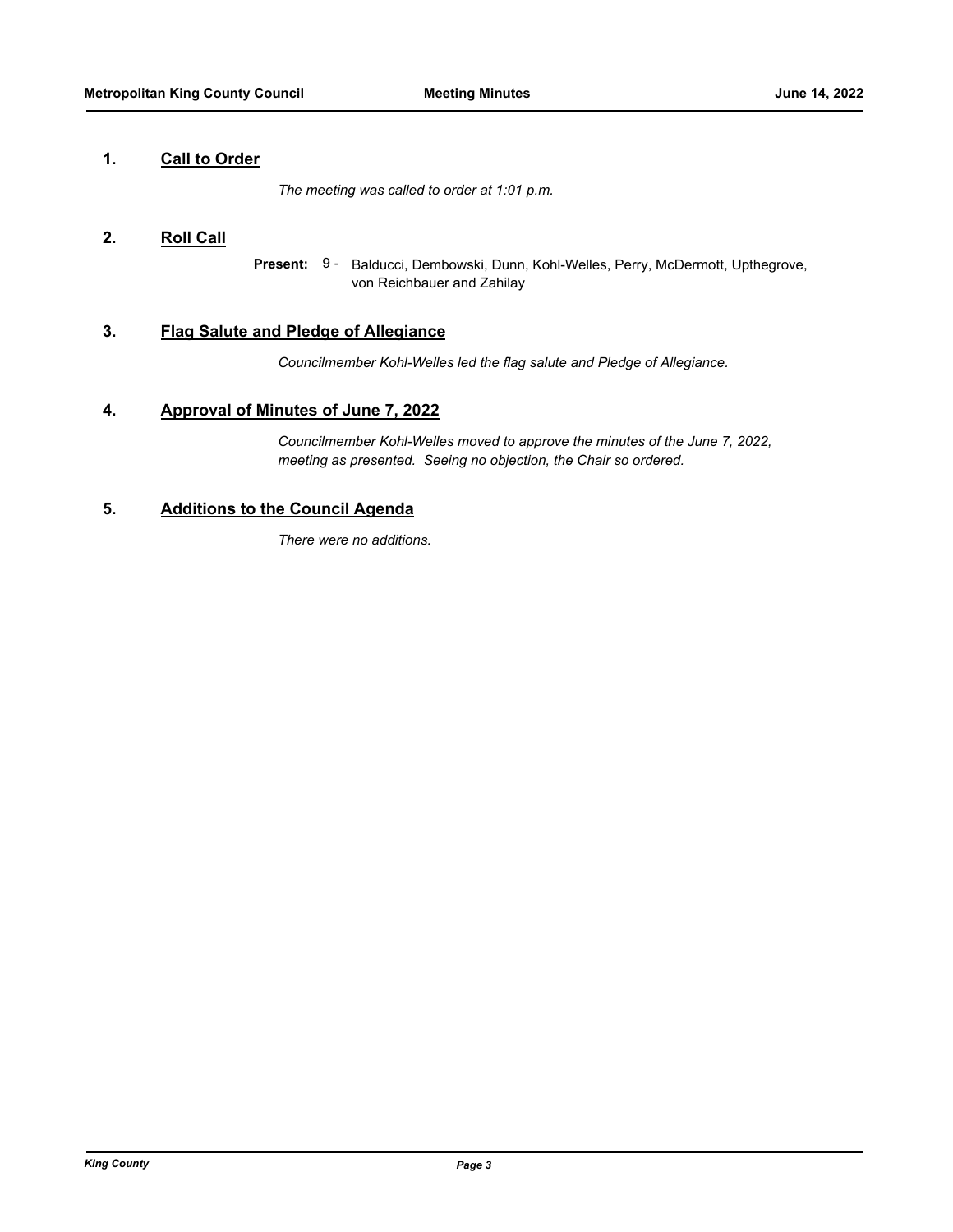## 1. Call to Order

*The meeting was called to order at 1:01 p.m.*

## 2. Roll Call

**Present:** 9 - Balducci, Dembowski, Dunn, Kohl-Welles, Perry, McDermott, Upthegrove, von Reichbauer and Zahilay

## 3. Flag Salute and Pledge of Allegiance

*Councilmember Kohl-Welles led the flag salute and Pledge of Allegiance.*

## 4. Approval of Minutes of June 7, 2022

*Councilmember Kohl-Welles moved to approve the minutes of the June 7, 2022, meeting as presented. Seeing no objection, the Chair so ordered.*

## 5. Additions to the Council Agenda

*There were no additions.*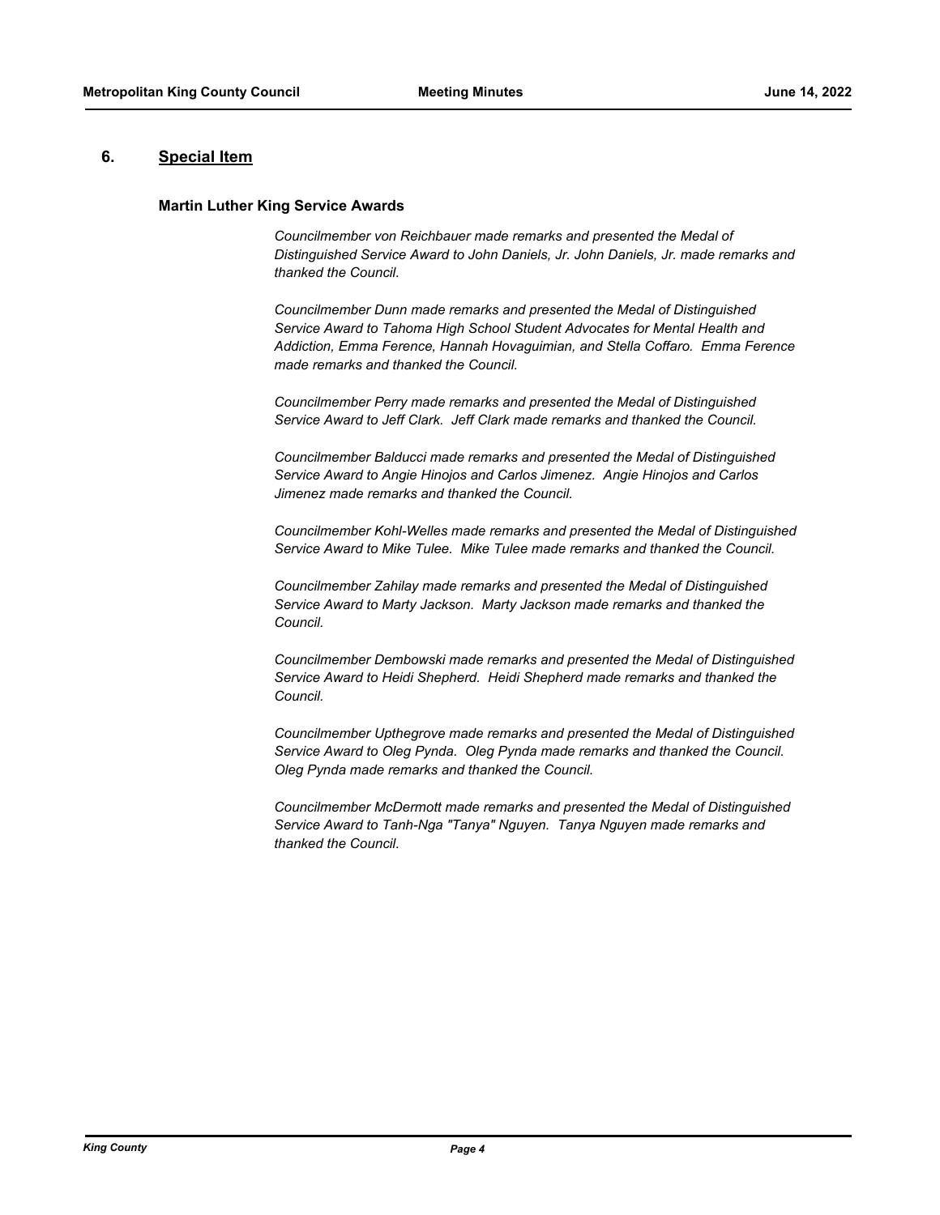## 6. Special Item

### Martin Luther King Service Awards

*Councilmember von Reichbauer made remarks and presented the Medal of Distinguished Service Award to John Daniels, Jr. John Daniels, Jr. made remarks and thanked the Council.*

*Councilmember Dunn made remarks and presented the Medal of Distinguished Service Award to Tahoma High School Student Advocates for Mental Health and Addiction, Emma Ference, Hannah Hovaguimian, and Stella Coffaro. Emma Ference made remarks and thanked the Council.*

*Councilmember Perry made remarks and presented the Medal of Distinguished Service Award to Jeff Clark. Jeff Clark made remarks and thanked the Council.*

*Councilmember Balducci made remarks and presented the Medal of Distinguished Service Award to Angie Hinojos and Carlos Jimenez. Angie Hinojos and Carlos Jimenez made remarks and thanked the Council.*

*Councilmember Kohl-Welles made remarks and presented the Medal of Distinguished Service Award to Mike Tulee. Mike Tulee made remarks and thanked the Council.*

*Councilmember Zahilay made remarks and presented the Medal of Distinguished Service Award to Marty Jackson. Marty Jackson made remarks and thanked the Council.*

*Councilmember Dembowski made remarks and presented the Medal of Distinguished Service Award to Heidi Shepherd. Heidi Shepherd made remarks and thanked the Council.*

*Councilmember Upthegrove made remarks and presented the Medal of Distinguished Service Award to Oleg Pynda. Oleg Pynda made remarks and thanked the Council. Oleg Pynda made remarks and thanked the Council.*

*Councilmember McDermott made remarks and presented the Medal of Distinguished Service Award to Tanh-Nga "Tanya" Nguyen. Tanya Nguyen made remarks and thanked the Council.*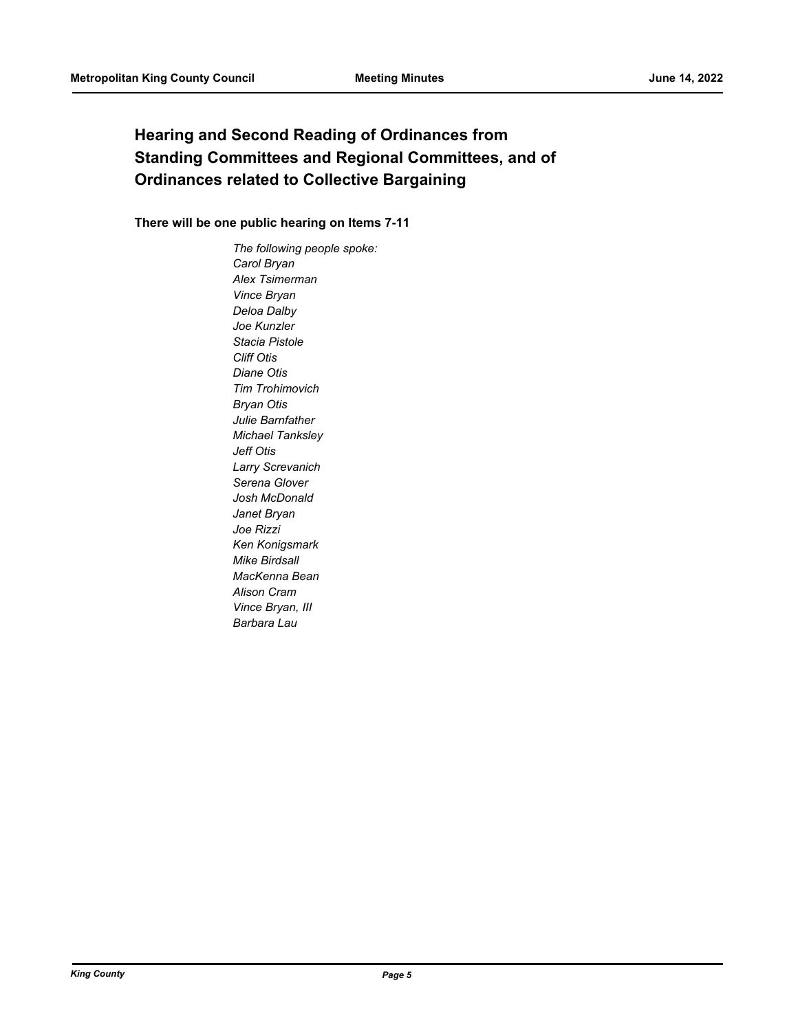## Hearing and Second Reading of Ordinances from Standing Committees and Regional Committees, and of Ordinances related to Collective Bargaining

**There will be one public hearing on Items 7-11**

*The following people spoke:*
*Carol Bryan*
*Alex Tsimerman*
*Vince Bryan*
*Deloa Dalby*
*Joe Kunzler*
*Stacia Pistole*
*Cliff Otis*
*Diane Otis*
*Tim Trohimovich*
*Bryan Otis*
*Julie Barnfather*
*Michael Tanksley*
*Jeff Otis*
*Larry Screvanich*
*Serena Glover*
*Josh McDonald*
*Janet Bryan*
*Joe Rizzi*
*Ken Konigsmark*
*Mike Birdsall*
*MacKenna Bean*
*Alison Cram*
*Vince Bryan, III*
*Barbara Lau*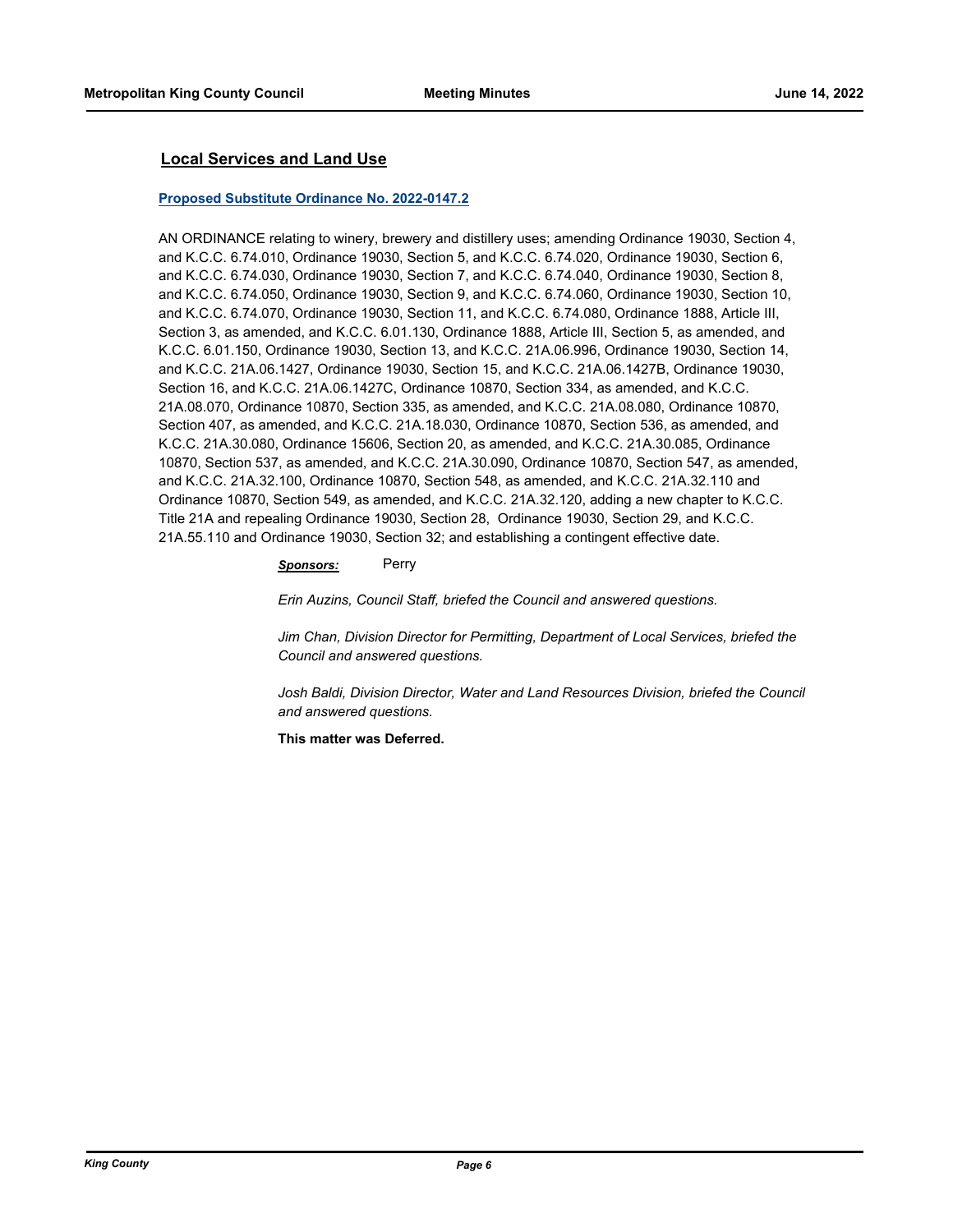## Local Services and Land Use

**Proposed Substitute Ordinance No. 2022-0147.2**

AN ORDINANCE relating to winery, brewery and distillery uses; amending Ordinance 19030, Section 4, and K.C.C. 6.74.010, Ordinance 19030, Section 5, and K.C.C. 6.74.020, Ordinance 19030, Section 6, and K.C.C. 6.74.030, Ordinance 19030, Section 7, and K.C.C. 6.74.040, Ordinance 19030, Section 8, and K.C.C. 6.74.050, Ordinance 19030, Section 9, and K.C.C. 6.74.060, Ordinance 19030, Section 10, and K.C.C. 6.74.070, Ordinance 19030, Section 11, and K.C.C. 6.74.080, Ordinance 1888, Article III, Section 3, as amended, and K.C.C. 6.01.130, Ordinance 1888, Article III, Section 5, as amended, and K.C.C. 6.01.150, Ordinance 19030, Section 13, and K.C.C. 21A.06.996, Ordinance 19030, Section 14, and K.C.C. 21A.06.1427, Ordinance 19030, Section 15, and K.C.C. 21A.06.1427B, Ordinance 19030, Section 16, and K.C.C. 21A.06.1427C, Ordinance 10870, Section 334, as amended, and K.C.C. 21A.08.070, Ordinance 10870, Section 335, as amended, and K.C.C. 21A.08.080, Ordinance 10870, Section 407, as amended, and K.C.C. 21A.18.030, Ordinance 10870, Section 536, as amended, and K.C.C. 21A.30.080, Ordinance 15606, Section 20, as amended, and K.C.C. 21A.30.085, Ordinance 10870, Section 537, as amended, and K.C.C. 21A.30.090, Ordinance 10870, Section 547, as amended, and K.C.C. 21A.32.100, Ordinance 10870, Section 548, as amended, and K.C.C. 21A.32.110 and Ordinance 10870, Section 549, as amended, and K.C.C. 21A.32.120, adding a new chapter to K.C.C. Title 21A and repealing Ordinance 19030, Section 28, Ordinance 19030, Section 29, and K.C.C. 21A.55.110 and Ordinance 19030, Section 32; and establishing a contingent effective date.

***Sponsors:*** Perry

*Erin Auzins, Council Staff, briefed the Council and answered questions.*

*Jim Chan, Division Director for Permitting, Department of Local Services, briefed the Council and answered questions.*

*Josh Baldi, Division Director, Water and Land Resources Division, briefed the Council and answered questions.*

**This matter was Deferred.**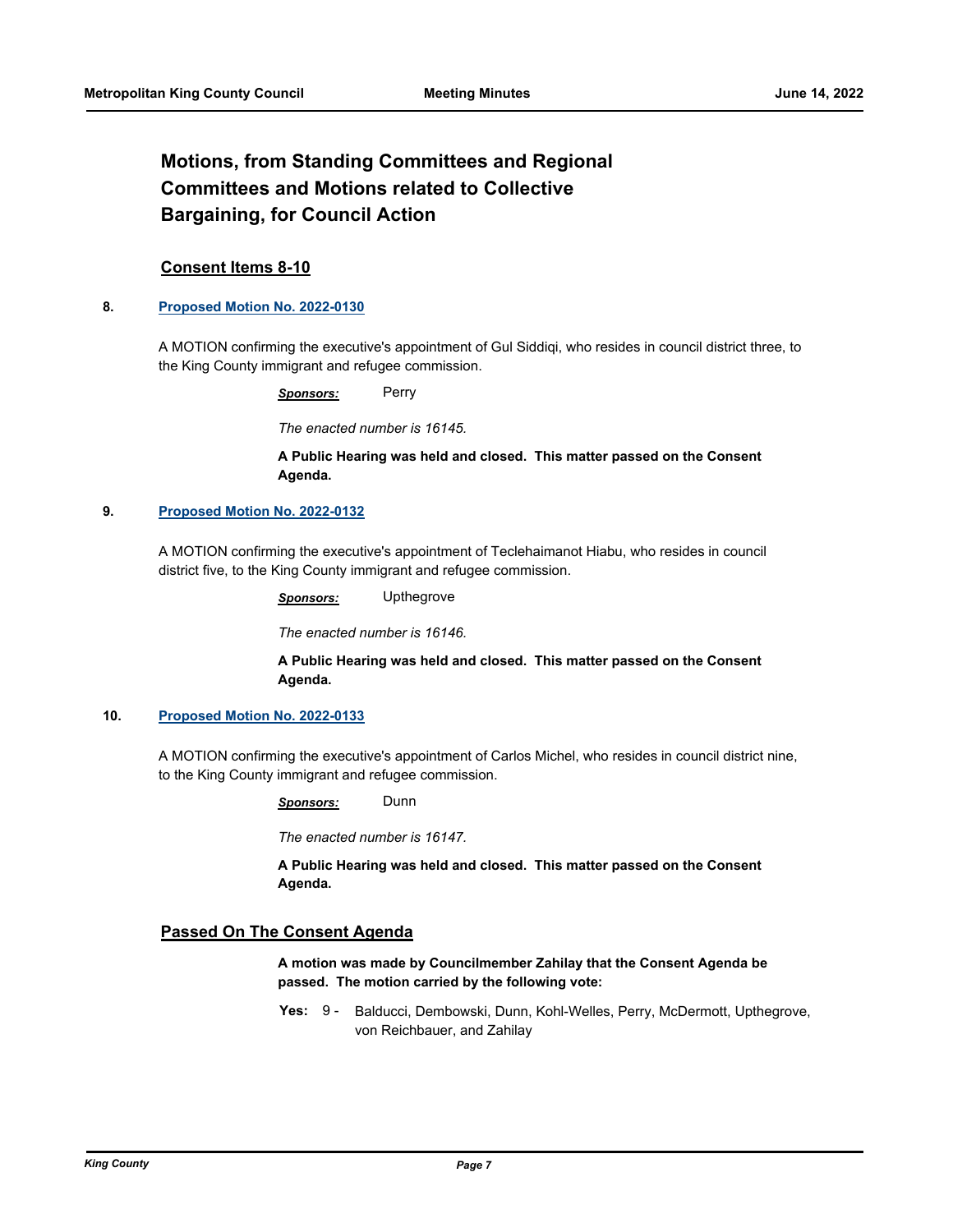## Motions, from Standing Committees and Regional Committees and Motions related to Collective Bargaining, for Council Action

### Consent Items 8-10

**8. Proposed Motion No. 2022-0130**

A MOTION confirming the executive's appointment of Gul Siddiqi, who resides in council district three, to the King County immigrant and refugee commission.

***Sponsors:*** Perry

*The enacted number is 16145.*

**A Public Hearing was held and closed. This matter passed on the Consent Agenda.**

**9. Proposed Motion No. 2022-0132**

A MOTION confirming the executive's appointment of Teclehaimanot Hiabu, who resides in council district five, to the King County immigrant and refugee commission.

***Sponsors:*** Upthegrove

*The enacted number is 16146.*

**A Public Hearing was held and closed. This matter passed on the Consent Agenda.**

**10. Proposed Motion No. 2022-0133**

A MOTION confirming the executive's appointment of Carlos Michel, who resides in council district nine, to the King County immigrant and refugee commission.

***Sponsors:*** Dunn

*The enacted number is 16147.*

**A Public Hearing was held and closed. This matter passed on the Consent Agenda.**

### Passed On The Consent Agenda

**A motion was made by Councilmember Zahilay that the Consent Agenda be passed. The motion carried by the following vote:**

**Yes:** 9 - Balducci, Dembowski, Dunn, Kohl-Welles, Perry, McDermott, Upthegrove, von Reichbauer, and Zahilay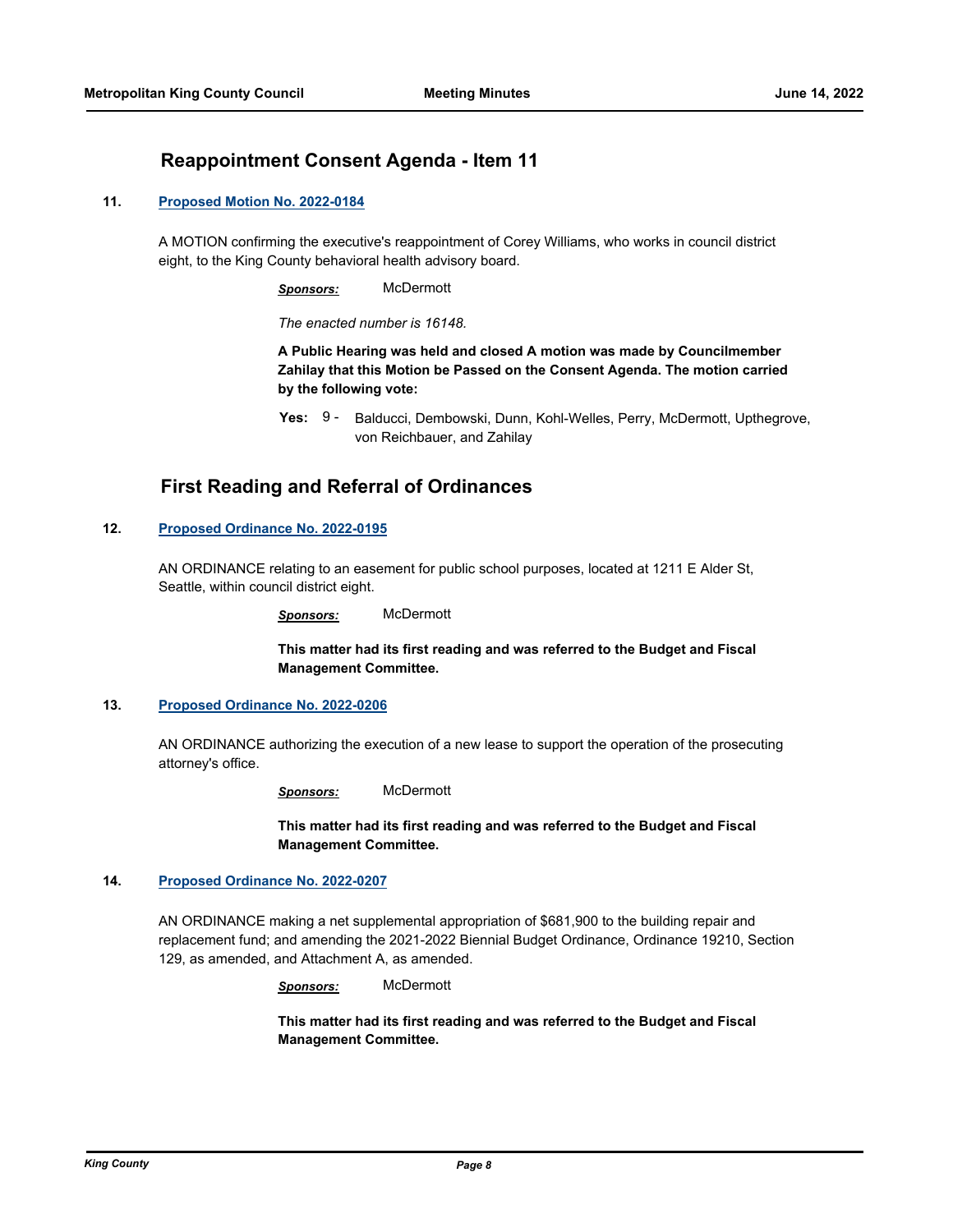## Reappointment Consent Agenda - Item 11

**11. Proposed Motion No. 2022-0184**

A MOTION confirming the executive's reappointment of Corey Williams, who works in council district eight, to the King County behavioral health advisory board.

***Sponsors:*** McDermott

*The enacted number is 16148.*

**A Public Hearing was held and closed A motion was made by Councilmember Zahilay that this Motion be Passed on the Consent Agenda. The motion carried by the following vote:**

**Yes:** 9 - Balducci, Dembowski, Dunn, Kohl-Welles, Perry, McDermott, Upthegrove, von Reichbauer, and Zahilay

## First Reading and Referral of Ordinances

**12. Proposed Ordinance No. 2022-0195**

AN ORDINANCE relating to an easement for public school purposes, located at 1211 E Alder St, Seattle, within council district eight.

***Sponsors:*** McDermott

**This matter had its first reading and was referred to the Budget and Fiscal Management Committee.**

**13. Proposed Ordinance No. 2022-0206**

AN ORDINANCE authorizing the execution of a new lease to support the operation of the prosecuting attorney's office.

***Sponsors:*** McDermott

**This matter had its first reading and was referred to the Budget and Fiscal Management Committee.**

**14. Proposed Ordinance No. 2022-0207**

AN ORDINANCE making a net supplemental appropriation of $681,900 to the building repair and replacement fund; and amending the 2021-2022 Biennial Budget Ordinance, Ordinance 19210, Section 129, as amended, and Attachment A, as amended.

***Sponsors:*** McDermott

**This matter had its first reading and was referred to the Budget and Fiscal Management Committee.**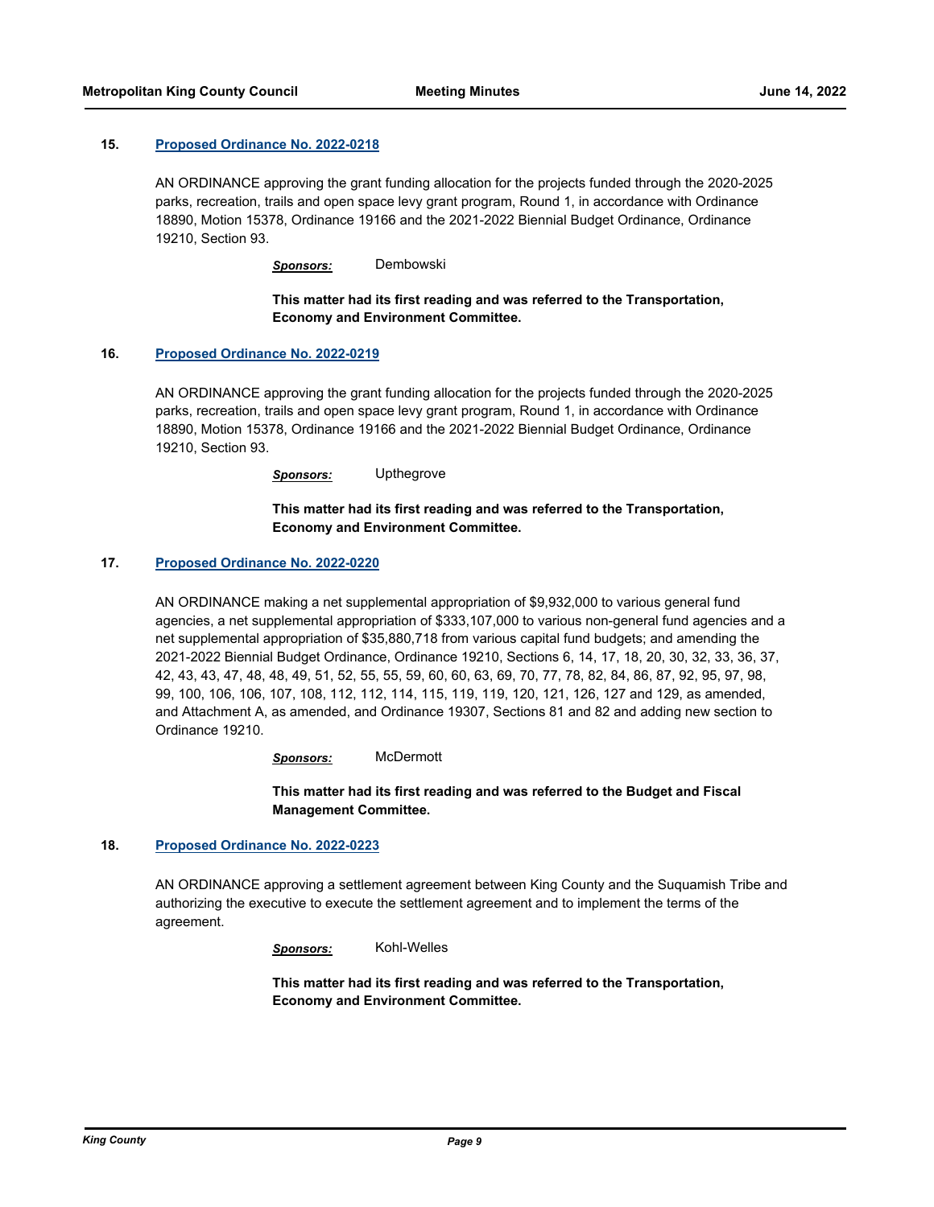**15. Proposed Ordinance No. 2022-0218**

AN ORDINANCE approving the grant funding allocation for the projects funded through the 2020-2025 parks, recreation, trails and open space levy grant program, Round 1, in accordance with Ordinance 18890, Motion 15378, Ordinance 19166 and the 2021-2022 Biennial Budget Ordinance, Ordinance 19210, Section 93.

***Sponsors:*** Dembowski

**This matter had its first reading and was referred to the Transportation, Economy and Environment Committee.**

**16. Proposed Ordinance No. 2022-0219**

AN ORDINANCE approving the grant funding allocation for the projects funded through the 2020-2025 parks, recreation, trails and open space levy grant program, Round 1, in accordance with Ordinance 18890, Motion 15378, Ordinance 19166 and the 2021-2022 Biennial Budget Ordinance, Ordinance 19210, Section 93.

***Sponsors:*** Upthegrove

**This matter had its first reading and was referred to the Transportation, Economy and Environment Committee.**

**17. Proposed Ordinance No. 2022-0220**

AN ORDINANCE making a net supplemental appropriation of $9,932,000 to various general fund agencies, a net supplemental appropriation of $333,107,000 to various non-general fund agencies and a net supplemental appropriation of $35,880,718 from various capital fund budgets; and amending the 2021-2022 Biennial Budget Ordinance, Ordinance 19210, Sections 6, 14, 17, 18, 20, 30, 32, 33, 36, 37, 42, 43, 43, 47, 48, 48, 49, 51, 52, 55, 55, 59, 60, 60, 63, 69, 70, 77, 78, 82, 84, 86, 87, 92, 95, 97, 98, 99, 100, 106, 106, 107, 108, 112, 112, 114, 115, 119, 119, 120, 121, 126, 127 and 129, as amended, and Attachment A, as amended, and Ordinance 19307, Sections 81 and 82 and adding new section to Ordinance 19210.

***Sponsors:*** McDermott

**This matter had its first reading and was referred to the Budget and Fiscal Management Committee.**

**18. Proposed Ordinance No. 2022-0223**

AN ORDINANCE approving a settlement agreement between King County and the Suquamish Tribe and authorizing the executive to execute the settlement agreement and to implement the terms of the agreement.

***Sponsors:*** Kohl-Welles

**This matter had its first reading and was referred to the Transportation, Economy and Environment Committee.**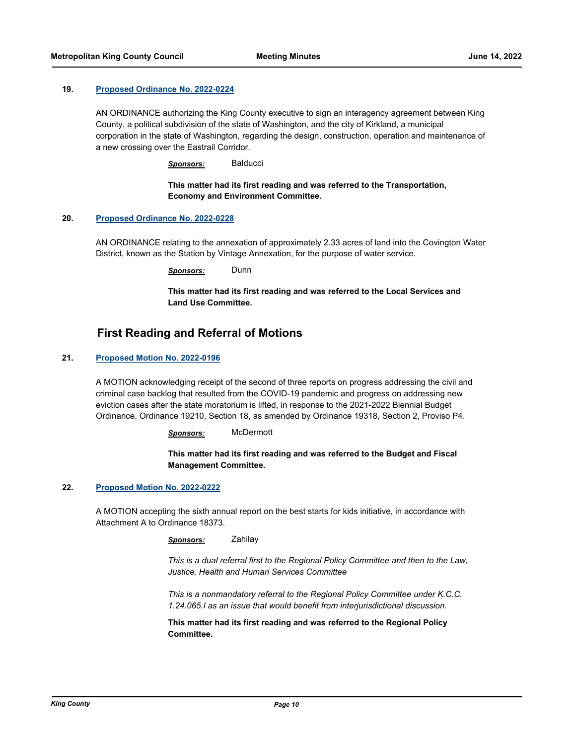**19.** **Proposed Ordinance No. 2022-0224**

AN ORDINANCE authorizing the King County executive to sign an interagency agreement between King County, a political subdivision of the state of Washington, and the city of Kirkland, a municipal corporation in the state of Washington, regarding the design, construction, operation and maintenance of a new crossing over the Eastrail Corridor.

***Sponsors:*** Balducci

**This matter had its first reading and was referred to the Transportation, Economy and Environment Committee.**

**20.** **Proposed Ordinance No. 2022-0228**

AN ORDINANCE relating to the annexation of approximately 2.33 acres of land into the Covington Water District, known as the Station by Vintage Annexation, for the purpose of water service.

***Sponsors:*** Dunn

**This matter had its first reading and was referred to the Local Services and Land Use Committee.**

## First Reading and Referral of Motions

**21.** **Proposed Motion No. 2022-0196**

A MOTION acknowledging receipt of the second of three reports on progress addressing the civil and criminal case backlog that resulted from the COVID-19 pandemic and progress on addressing new eviction cases after the state moratorium is lifted, in response to the 2021-2022 Biennial Budget Ordinance, Ordinance 19210, Section 18, as amended by Ordinance 19318, Section 2, Proviso P4.

***Sponsors:*** McDermott

**This matter had its first reading and was referred to the Budget and Fiscal Management Committee.**

**22.** **Proposed Motion No. 2022-0222**

A MOTION accepting the sixth annual report on the best starts for kids initiative, in accordance with Attachment A to Ordinance 18373.

***Sponsors:*** Zahilay

*This is a dual referral first to the Regional Policy Committee and then to the Law, Justice, Health and Human Services Committee*

*This is a nonmandatory referral to the Regional Policy Committee under K.C.C. 1.24.065.I as an issue that would benefit from interjurisdictional discussion.*

**This matter had its first reading and was referred to the Regional Policy Committee.**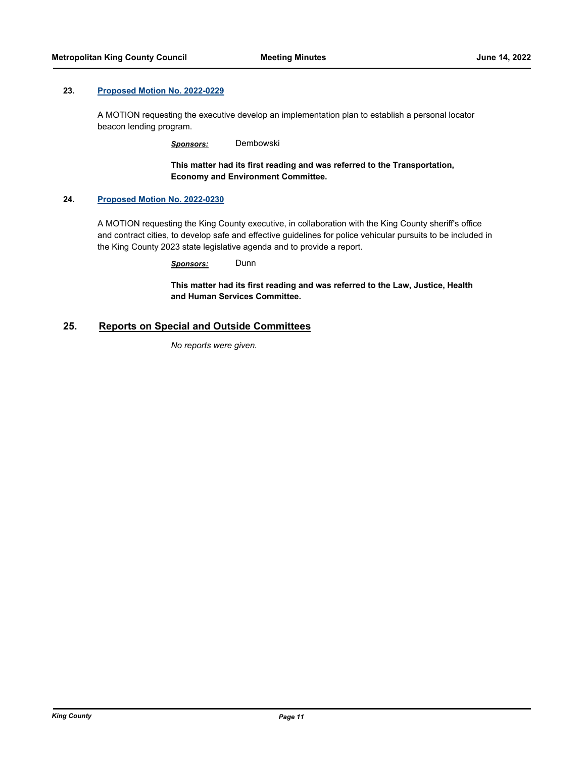**23.** **Proposed Motion No. 2022-0229**

A MOTION requesting the executive develop an implementation plan to establish a personal locator beacon lending program.

***Sponsors:*** Dembowski

**This matter had its first reading and was referred to the Transportation, Economy and Environment Committee.**

**24.** **Proposed Motion No. 2022-0230**

A MOTION requesting the King County executive, in collaboration with the King County sheriff's office and contract cities, to develop safe and effective guidelines for police vehicular pursuits to be included in the King County 2023 state legislative agenda and to provide a report.

***Sponsors:*** Dunn

**This matter had its first reading and was referred to the Law, Justice, Health and Human Services Committee.**

## 25. Reports on Special and Outside Committees

*No reports were given.*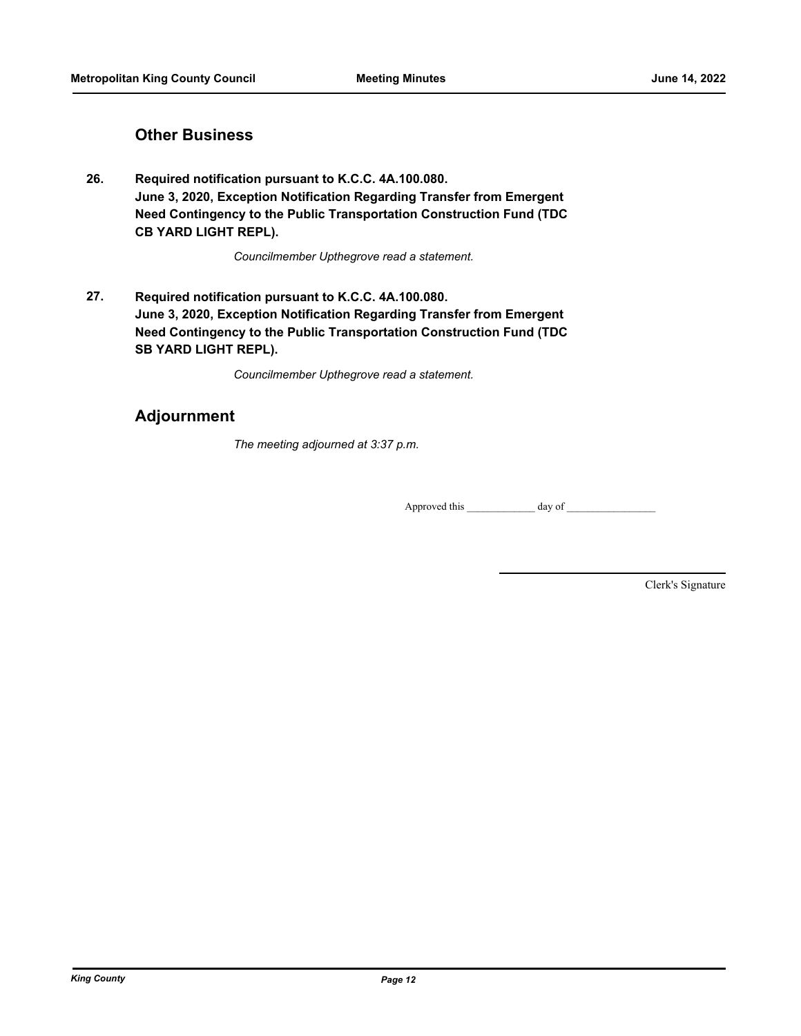## Other Business

**26. Required notification pursuant to K.C.C. 4A.100.080.**
**June 3, 2020, Exception Notification Regarding Transfer from Emergent Need Contingency to the Public Transportation Construction Fund (TDC CB YARD LIGHT REPL).**

*Councilmember Upthegrove read a statement.*

**27. Required notification pursuant to K.C.C. 4A.100.080.**
**June 3, 2020, Exception Notification Regarding Transfer from Emergent Need Contingency to the Public Transportation Construction Fund (TDC SB YARD LIGHT REPL).**

*Councilmember Upthegrove read a statement.*

## Adjournment

*The meeting adjourned at 3:37 p.m.*

Approved this _____________ day of _________________

Clerk's Signature